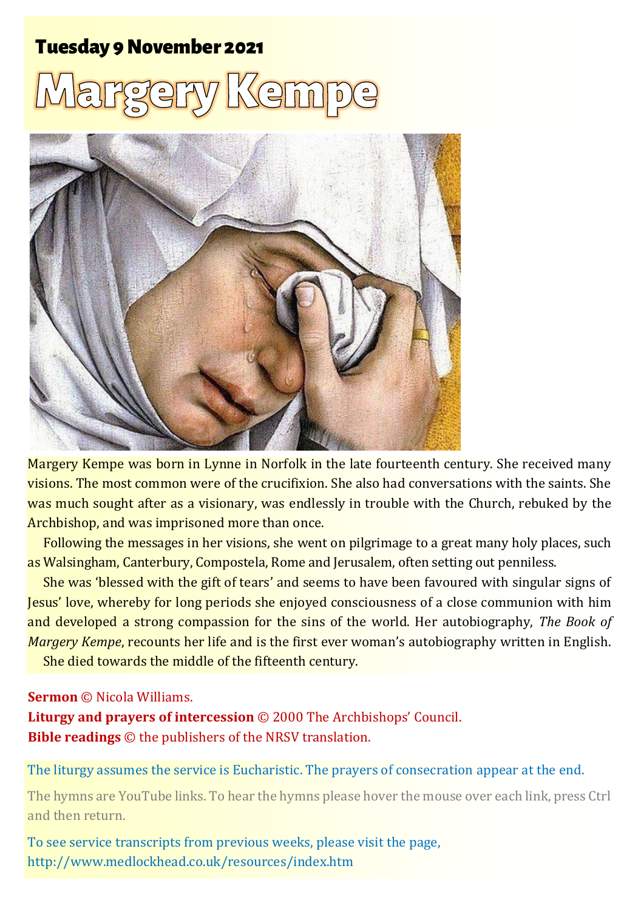## Tuesday 9 November 2021

# Margery Kempe

Margery Kempe was born in Lynne in Norfolk in the late fourteenth century. She received many visions. The most common were of the crucifixion. She also had conversations with the saints. She was much sought after as a visionary, was endlessly in trouble with the Church, rebuked by the Archbishop, and was imprisoned more than once.

Following the messages in her visions, she went on pilgrimage to a great many holy places, such as Walsingham, Canterbury, Compostela, Rome and Jerusalem, often setting out penniless.

She was 'blessed with the gift of tears' and seems to have been favoured with singular signs of Jesus' love, whereby for long periods she enjoyed consciousness of a close communion with him and developed a strong compassion for the sins of the world. Her autobiography, *The Book of Margery Kempe*, recounts her life and is the first ever woman's autobiography written in English.

She died towards the middle of the fifteenth century.

**Sermon** © Nicola Williams.
**Liturgy and prayers of intercession** © 2000 The Archbishops' Council.
**Bible readings** © the publishers of the NRSV translation.

The liturgy assumes the service is Eucharistic. The prayers of consecration appear at the end.

The hymns are YouTube links. To hear the hymns please hover the mouse over each link, press Ctrl and then return.

To see service transcripts from previous weeks, please visit the page, http://www.medlockhead.co.uk/resources/index.htm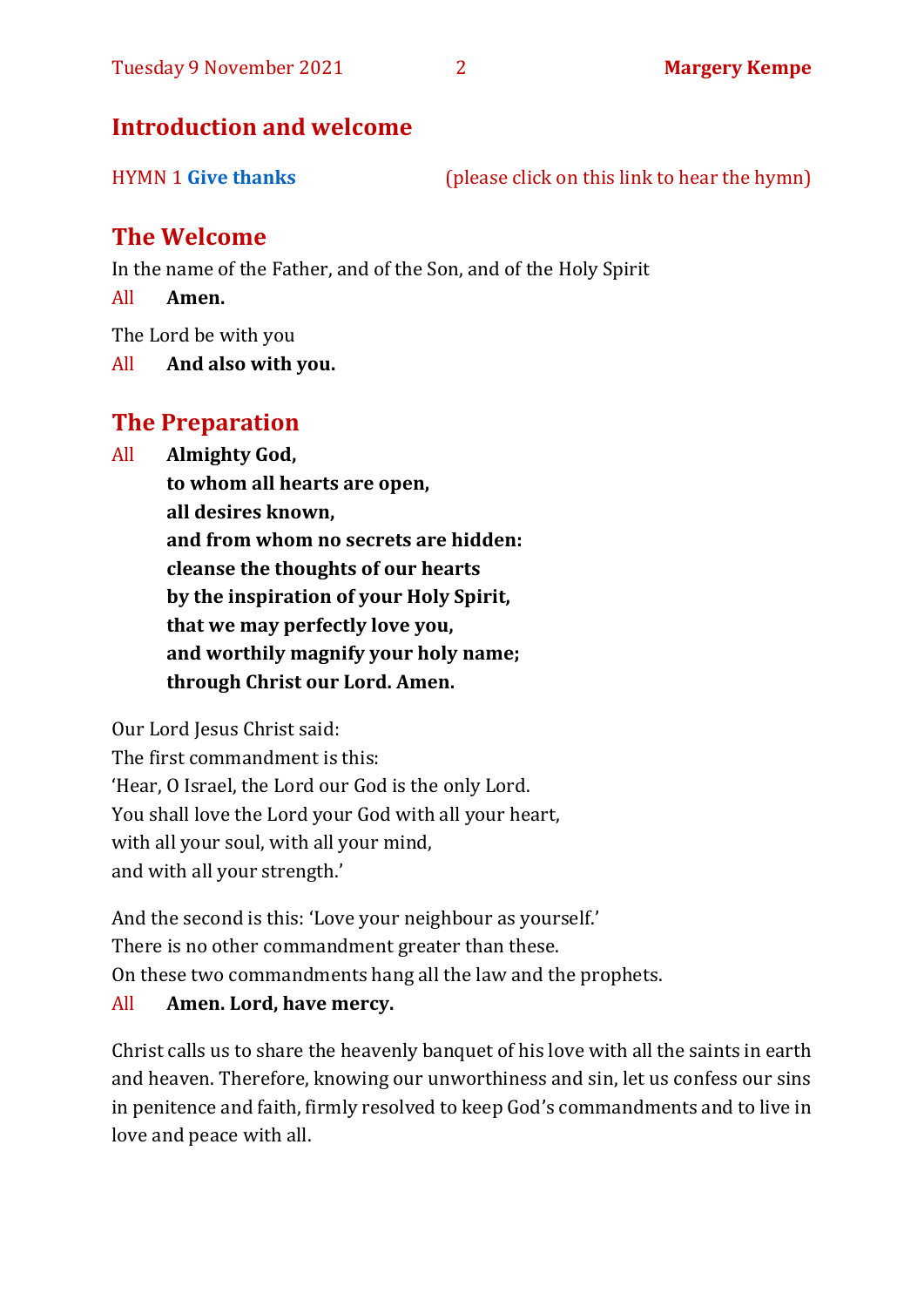## Introduction and welcome

HYMN 1 **Give thanks** (please click on this link to hear the hymn)

## The Welcome

In the name of the Father, and of the Son, and of the Holy Spirit

All **Amen.**

The Lord be with you

All **And also with you.**

## The Preparation

All **Almighty God,**
**to whom all hearts are open,**
**all desires known,**
**and from whom no secrets are hidden:**
**cleanse the thoughts of our hearts**
**by the inspiration of your Holy Spirit,**
**that we may perfectly love you,**
**and worthily magnify your holy name;**
**through Christ our Lord. Amen.**

Our Lord Jesus Christ said:
The first commandment is this:
'Hear, O Israel, the Lord our God is the only Lord.
You shall love the Lord your God with all your heart,
with all your soul, with all your mind,
and with all your strength.'

And the second is this: 'Love your neighbour as yourself.'
There is no other commandment greater than these.
On these two commandments hang all the law and the prophets.

All **Amen. Lord, have mercy.**

Christ calls us to share the heavenly banquet of his love with all the saints in earth and heaven. Therefore, knowing our unworthiness and sin, let us confess our sins in penitence and faith, firmly resolved to keep God's commandments and to live in love and peace with all.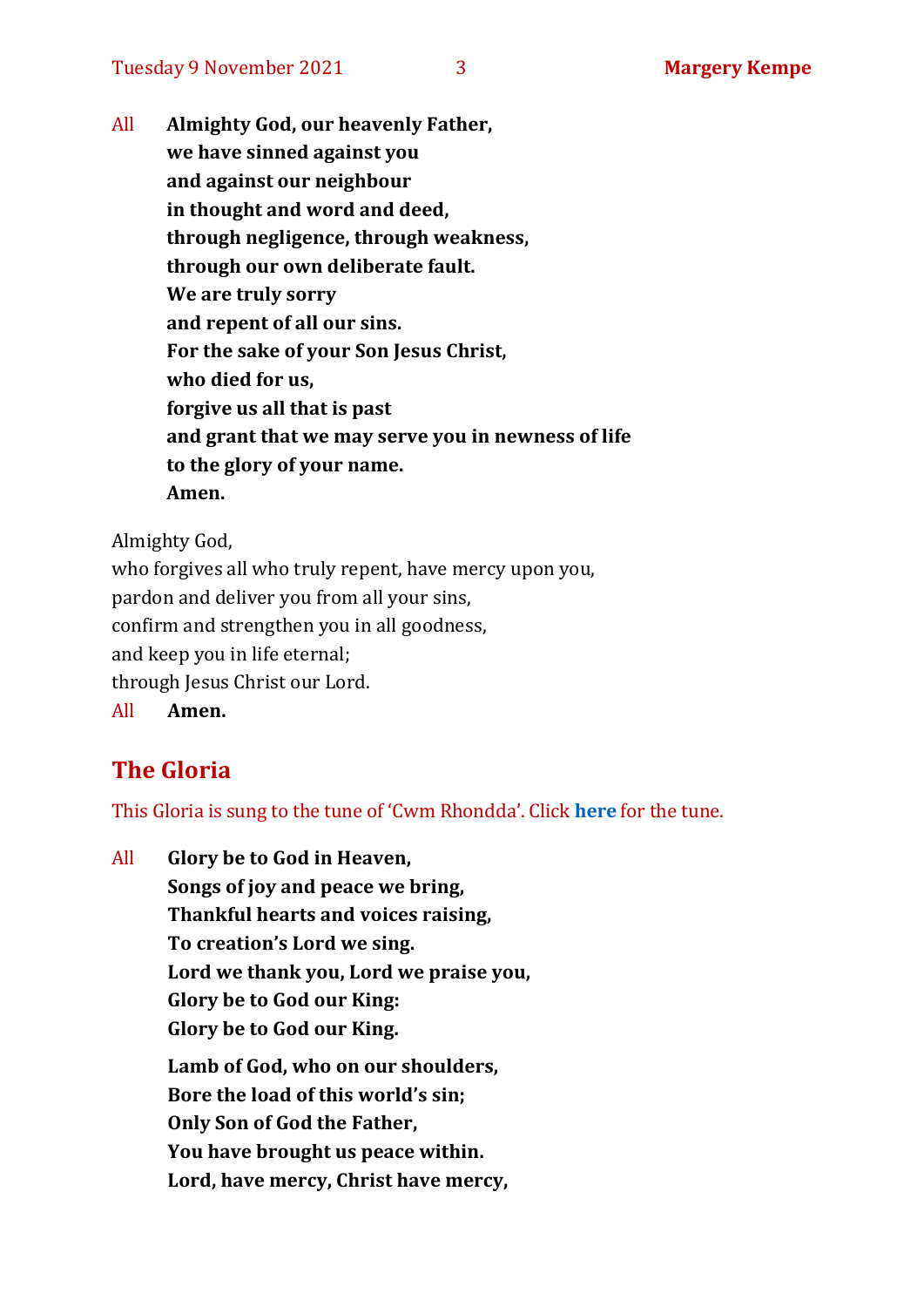All **Almighty God, our heavenly Father,**
**we have sinned against you**
**and against our neighbour**
**in thought and word and deed,**
**through negligence, through weakness,**
**through our own deliberate fault.**
**We are truly sorry**
**and repent of all our sins.**
**For the sake of your Son Jesus Christ,**
**who died for us,**
**forgive us all that is past**
**and grant that we may serve you in newness of life**
**to the glory of your name.**
**Amen.**

Almighty God,
who forgives all who truly repent, have mercy upon you,
pardon and deliver you from all your sins,
confirm and strengthen you in all goodness,
and keep you in life eternal;
through Jesus Christ our Lord.
All **Amen.**

## The Gloria

This Gloria is sung to the tune of 'Cwm Rhondda'. Click **here** for the tune.

All **Glory be to God in Heaven,**
**Songs of joy and peace we bring,**
**Thankful hearts and voices raising,**
**To creation's Lord we sing.**
**Lord we thank you, Lord we praise you,**
**Glory be to God our King:**
**Glory be to God our King.**

**Lamb of God, who on our shoulders,**
**Bore the load of this world's sin;**
**Only Son of God the Father,**
**You have brought us peace within.**
**Lord, have mercy, Christ have mercy,**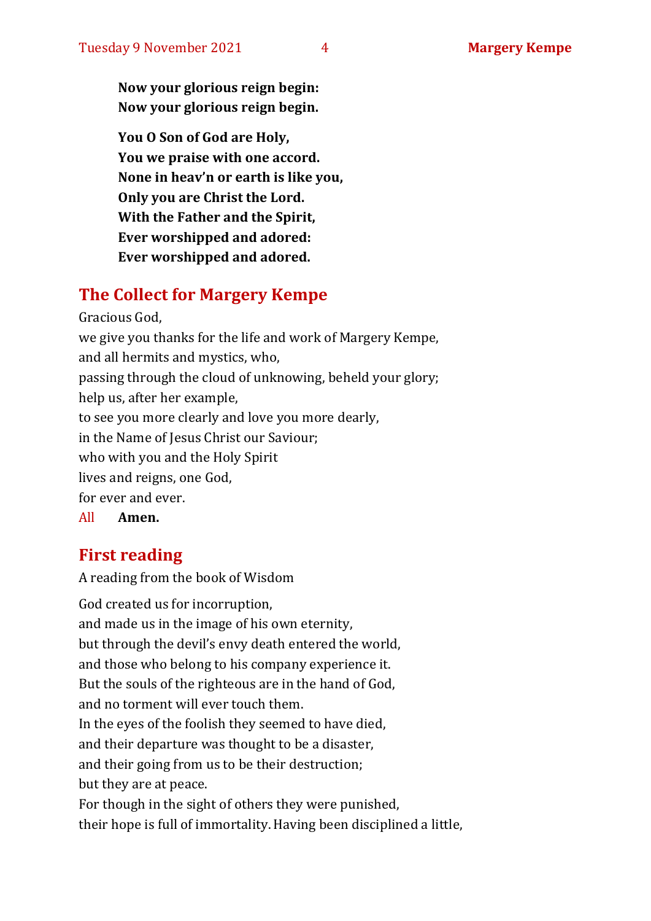**Now your glorious reign begin:**
**Now your glorious reign begin.**

**You O Son of God are Holy,**
**You we praise with one accord.**
**None in heav'n or earth is like you,**
**Only you are Christ the Lord.**
**With the Father and the Spirit,**
**Ever worshipped and adored:**
**Ever worshipped and adored.**

## The Collect for Margery Kempe

Gracious God,
we give you thanks for the life and work of Margery Kempe,
and all hermits and mystics, who,
passing through the cloud of unknowing, beheld your glory;
help us, after her example,
to see you more clearly and love you more dearly,
in the Name of Jesus Christ our Saviour;
who with you and the Holy Spirit
lives and reigns, one God,
for ever and ever.

All **Amen.**

## First reading

A reading from the book of Wisdom

God created us for incorruption,
and made us in the image of his own eternity,
but through the devil's envy death entered the world,
and those who belong to his company experience it.
But the souls of the righteous are in the hand of God,
and no torment will ever touch them.
In the eyes of the foolish they seemed to have died,
and their departure was thought to be a disaster,
and their going from us to be their destruction;
but they are at peace.
For though in the sight of others they were punished,
their hope is full of immortality. Having been disciplined a little,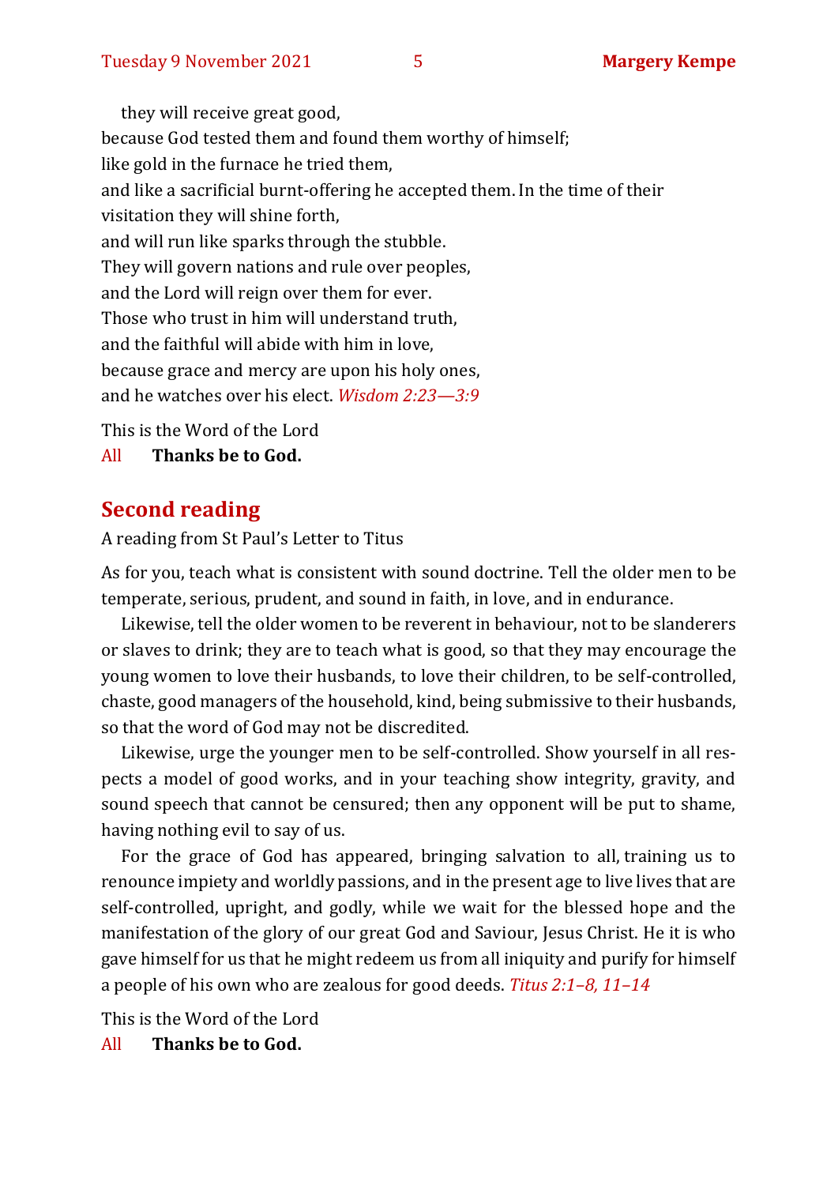they will receive great good,
because God tested them and found them worthy of himself;
like gold in the furnace he tried them,
and like a sacrificial burnt-offering he accepted them. In the time of their visitation they will shine forth,
and will run like sparks through the stubble.
They will govern nations and rule over peoples,
and the Lord will reign over them for ever.
Those who trust in him will understand truth,
and the faithful will abide with him in love,
because grace and mercy are upon his holy ones,
and he watches over his elect. *Wisdom 2:23—3:9*

This is the Word of the Lord
All **Thanks be to God.**

## Second reading

A reading from St Paul's Letter to Titus

As for you, teach what is consistent with sound doctrine. Tell the older men to be temperate, serious, prudent, and sound in faith, in love, and in endurance.

Likewise, tell the older women to be reverent in behaviour, not to be slanderers or slaves to drink; they are to teach what is good, so that they may encourage the young women to love their husbands, to love their children, to be self-controlled, chaste, good managers of the household, kind, being submissive to their husbands, so that the word of God may not be discredited.

Likewise, urge the younger men to be self-controlled. Show yourself in all respects a model of good works, and in your teaching show integrity, gravity, and sound speech that cannot be censured; then any opponent will be put to shame, having nothing evil to say of us.

For the grace of God has appeared, bringing salvation to all, training us to renounce impiety and worldly passions, and in the present age to live lives that are self-controlled, upright, and godly, while we wait for the blessed hope and the manifestation of the glory of our great God and Saviour, Jesus Christ. He it is who gave himself for us that he might redeem us from all iniquity and purify for himself a people of his own who are zealous for good deeds. *Titus 2:1–8, 11–14*

This is the Word of the Lord
All **Thanks be to God.**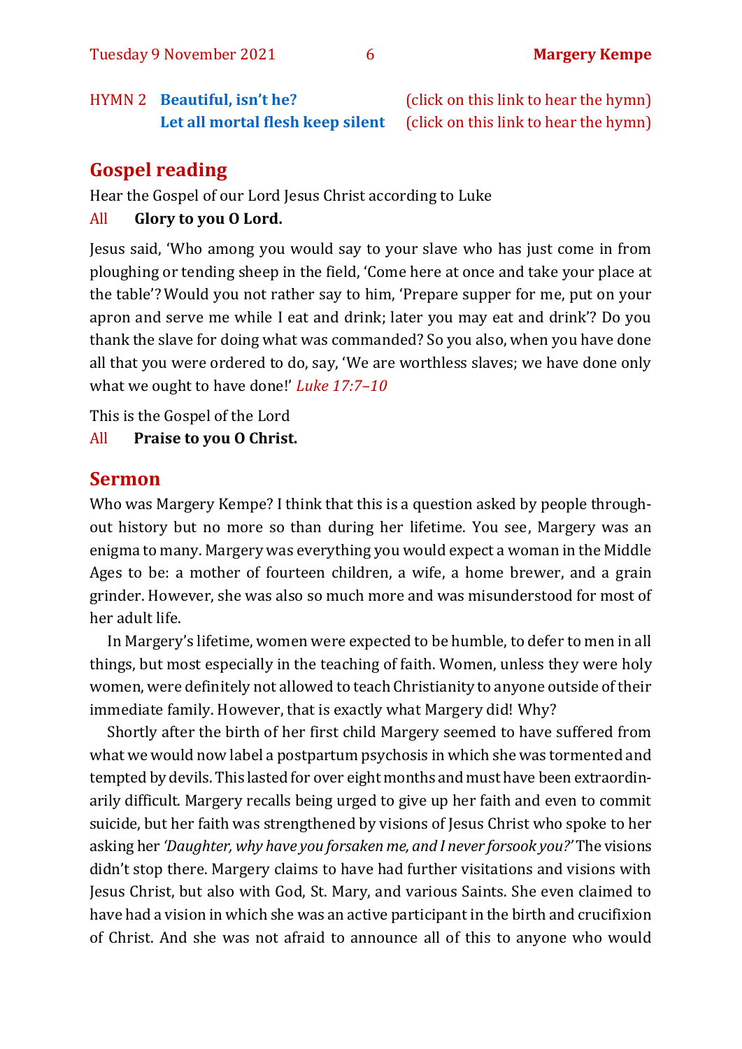HYMN 2 **Beautiful, isn't he?** (click on this link to hear the hymn)
**Let all mortal flesh keep silent** (click on this link to hear the hymn)

## Gospel reading

Hear the Gospel of our Lord Jesus Christ according to Luke

All **Glory to you O Lord.**

Jesus said, 'Who among you would say to your slave who has just come in from ploughing or tending sheep in the field, 'Come here at once and take your place at the table'? Would you not rather say to him, 'Prepare supper for me, put on your apron and serve me while I eat and drink; later you may eat and drink'? Do you thank the slave for doing what was commanded? So you also, when you have done all that you were ordered to do, say, 'We are worthless slaves; we have done only what we ought to have done!' *Luke 17:7–10*

This is the Gospel of the Lord

All **Praise to you O Christ.**

## Sermon

Who was Margery Kempe? I think that this is a question asked by people throughout history but no more so than during her lifetime. You see, Margery was an enigma to many. Margery was everything you would expect a woman in the Middle Ages to be: a mother of fourteen children, a wife, a home brewer, and a grain grinder. However, she was also so much more and was misunderstood for most of her adult life.

In Margery's lifetime, women were expected to be humble, to defer to men in all things, but most especially in the teaching of faith. Women, unless they were holy women, were definitely not allowed to teach Christianity to anyone outside of their immediate family. However, that is exactly what Margery did! Why?

Shortly after the birth of her first child Margery seemed to have suffered from what we would now label a postpartum psychosis in which she was tormented and tempted by devils. This lasted for over eight months and must have been extraordinarily difficult. Margery recalls being urged to give up her faith and even to commit suicide, but her faith was strengthened by visions of Jesus Christ who spoke to her asking her *'Daughter, why have you forsaken me, and I never forsook you?'* The visions didn't stop there. Margery claims to have had further visitations and visions with Jesus Christ, but also with God, St. Mary, and various Saints. She even claimed to have had a vision in which she was an active participant in the birth and crucifixion of Christ. And she was not afraid to announce all of this to anyone who would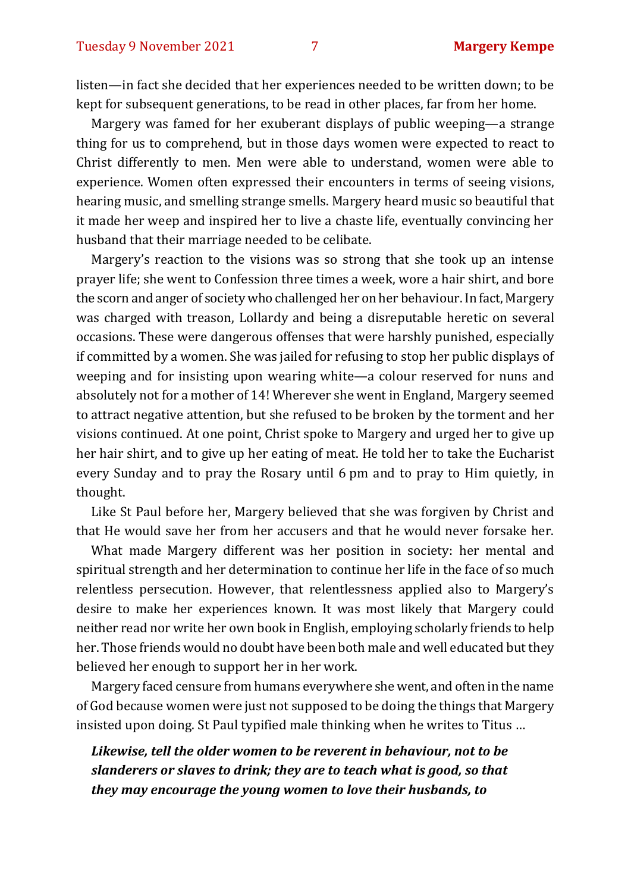listen—in fact she decided that her experiences needed to be written down; to be kept for subsequent generations, to be read in other places, far from her home.

Margery was famed for her exuberant displays of public weeping—a strange thing for us to comprehend, but in those days women were expected to react to Christ differently to men. Men were able to understand, women were able to experience. Women often expressed their encounters in terms of seeing visions, hearing music, and smelling strange smells. Margery heard music so beautiful that it made her weep and inspired her to live a chaste life, eventually convincing her husband that their marriage needed to be celibate.

Margery's reaction to the visions was so strong that she took up an intense prayer life; she went to Confession three times a week, wore a hair shirt, and bore the scorn and anger of society who challenged her on her behaviour. In fact, Margery was charged with treason, Lollardy and being a disreputable heretic on several occasions. These were dangerous offenses that were harshly punished, especially if committed by a women. She was jailed for refusing to stop her public displays of weeping and for insisting upon wearing white—a colour reserved for nuns and absolutely not for a mother of 14! Wherever she went in England, Margery seemed to attract negative attention, but she refused to be broken by the torment and her visions continued. At one point, Christ spoke to Margery and urged her to give up her hair shirt, and to give up her eating of meat. He told her to take the Eucharist every Sunday and to pray the Rosary until 6 pm and to pray to Him quietly, in thought.

Like St Paul before her, Margery believed that she was forgiven by Christ and that He would save her from her accusers and that he would never forsake her.

What made Margery different was her position in society: her mental and spiritual strength and her determination to continue her life in the face of so much relentless persecution. However, that relentlessness applied also to Margery's desire to make her experiences known. It was most likely that Margery could neither read nor write her own book in English, employing scholarly friends to help her. Those friends would no doubt have been both male and well educated but they believed her enough to support her in her work.

Margery faced censure from humans everywhere she went, and often in the name of God because women were just not supposed to be doing the things that Margery insisted upon doing. St Paul typified male thinking when he writes to Titus …

***Likewise, tell the older women to be reverent in behaviour, not to be slanderers or slaves to drink; they are to teach what is good, so that they may encourage the young women to love their husbands, to***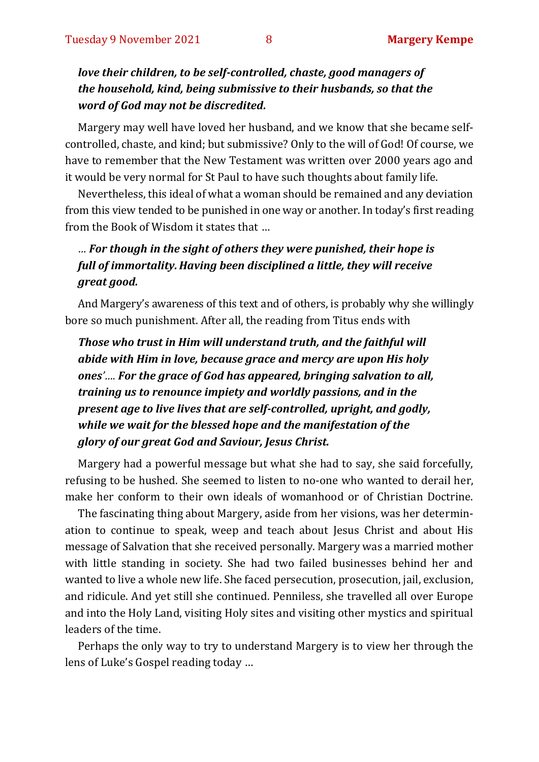***love their children, to be self-controlled, chaste, good managers of the household, kind, being submissive to their husbands, so that the word of God may not be discredited.***

Margery may well have loved her husband, and we know that she became self-controlled, chaste, and kind; but submissive? Only to the will of God! Of course, we have to remember that the New Testament was written over 2000 years ago and it would be very normal for St Paul to have such thoughts about family life.

Nevertheless, this ideal of what a woman should be remained and any deviation from this view tended to be punished in one way or another. In today's first reading from the Book of Wisdom it states that …

*…* ***For though in the sight of others they were punished, their hope is full of immortality. Having been disciplined a little, they will receive great good.***

And Margery's awareness of this text and of others, is probably why she willingly bore so much punishment. After all, the reading from Titus ends with

***Those who trust in Him will understand truth, and the faithful will abide with Him in love, because grace and mercy are upon His holy ones'…. For the grace of God has appeared, bringing salvation to all, training us to renounce impiety and worldly passions, and in the present age to live lives that are self-controlled, upright, and godly, while we wait for the blessed hope and the manifestation of the glory of our great God and Saviour, Jesus Christ.***

Margery had a powerful message but what she had to say, she said forcefully, refusing to be hushed. She seemed to listen to no-one who wanted to derail her, make her conform to their own ideals of womanhood or of Christian Doctrine.

The fascinating thing about Margery, aside from her visions, was her determination to continue to speak, weep and teach about Jesus Christ and about His message of Salvation that she received personally. Margery was a married mother with little standing in society. She had two failed businesses behind her and wanted to live a whole new life. She faced persecution, prosecution, jail, exclusion, and ridicule. And yet still she continued. Penniless, she travelled all over Europe and into the Holy Land, visiting Holy sites and visiting other mystics and spiritual leaders of the time.

Perhaps the only way to try to understand Margery is to view her through the lens of Luke's Gospel reading today …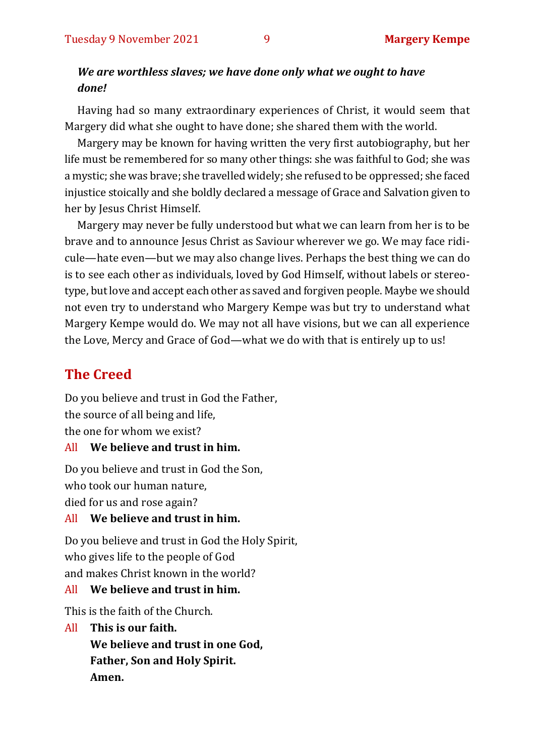***We are worthless slaves; we have done only what we ought to have done!***

Having had so many extraordinary experiences of Christ, it would seem that Margery did what she ought to have done; she shared them with the world.

Margery may be known for having written the very first autobiography, but her life must be remembered for so many other things: she was faithful to God; she was a mystic; she was brave; she travelled widely; she refused to be oppressed; she faced injustice stoically and she boldly declared a message of Grace and Salvation given to her by Jesus Christ Himself.

Margery may never be fully understood but what we can learn from her is to be brave and to announce Jesus Christ as Saviour wherever we go. We may face ridicule—hate even—but we may also change lives. Perhaps the best thing we can do is to see each other as individuals, loved by God Himself, without labels or stereotype, but love and accept each other as saved and forgiven people. Maybe we should not even try to understand who Margery Kempe was but try to understand what Margery Kempe would do. We may not all have visions, but we can all experience the Love, Mercy and Grace of God—what we do with that is entirely up to us!

## The Creed

Do you believe and trust in God the Father,  
the source of all being and life,  
the one for whom we exist?

All **We believe and trust in him.**

Do you believe and trust in God the Son,  
who took our human nature,  
died for us and rose again?

All **We believe and trust in him.**

Do you believe and trust in God the Holy Spirit,  
who gives life to the people of God  
and makes Christ known in the world?

All **We believe and trust in him.**

This is the faith of the Church.

All **This is our faith.**  
**We believe and trust in one God,**  
**Father, Son and Holy Spirit.**  
**Amen.**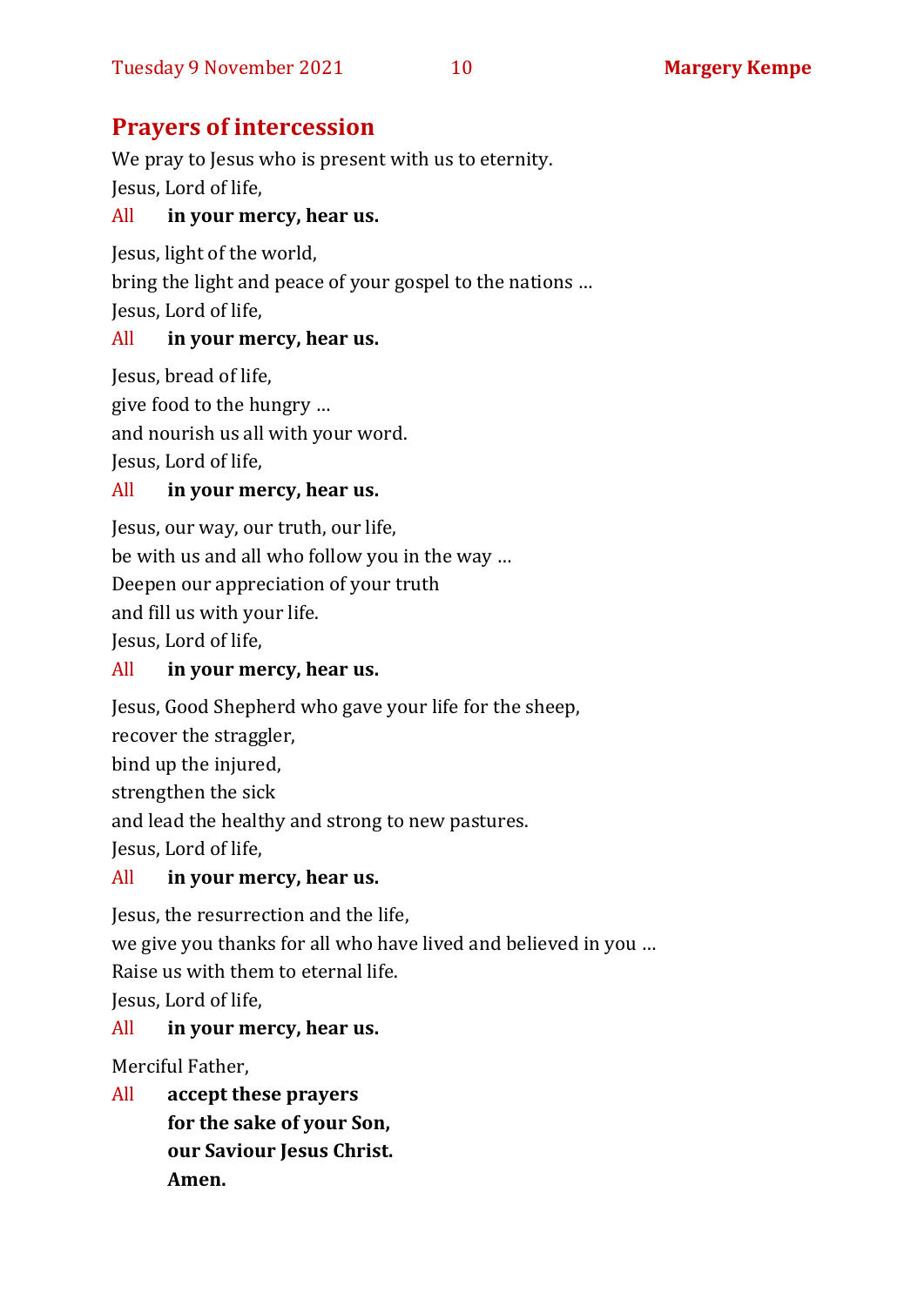## Prayers of intercession

We pray to Jesus who is present with us to eternity.
Jesus, Lord of life,

All **in your mercy, hear us.**

Jesus, light of the world,
bring the light and peace of your gospel to the nations …
Jesus, Lord of life,

All **in your mercy, hear us.**

Jesus, bread of life,
give food to the hungry …
and nourish us all with your word.
Jesus, Lord of life,

All **in your mercy, hear us.**

Jesus, our way, our truth, our life,
be with us and all who follow you in the way …
Deepen our appreciation of your truth
and fill us with your life.
Jesus, Lord of life,

All **in your mercy, hear us.**

Jesus, Good Shepherd who gave your life for the sheep,
recover the straggler,
bind up the injured,
strengthen the sick
and lead the healthy and strong to new pastures.
Jesus, Lord of life,

All **in your mercy, hear us.**

Jesus, the resurrection and the life,
we give you thanks for all who have lived and believed in you …
Raise us with them to eternal life.
Jesus, Lord of life,

All **in your mercy, hear us.**

Merciful Father,

All **accept these prayers**
**for the sake of your Son,**
**our Saviour Jesus Christ.**
**Amen.**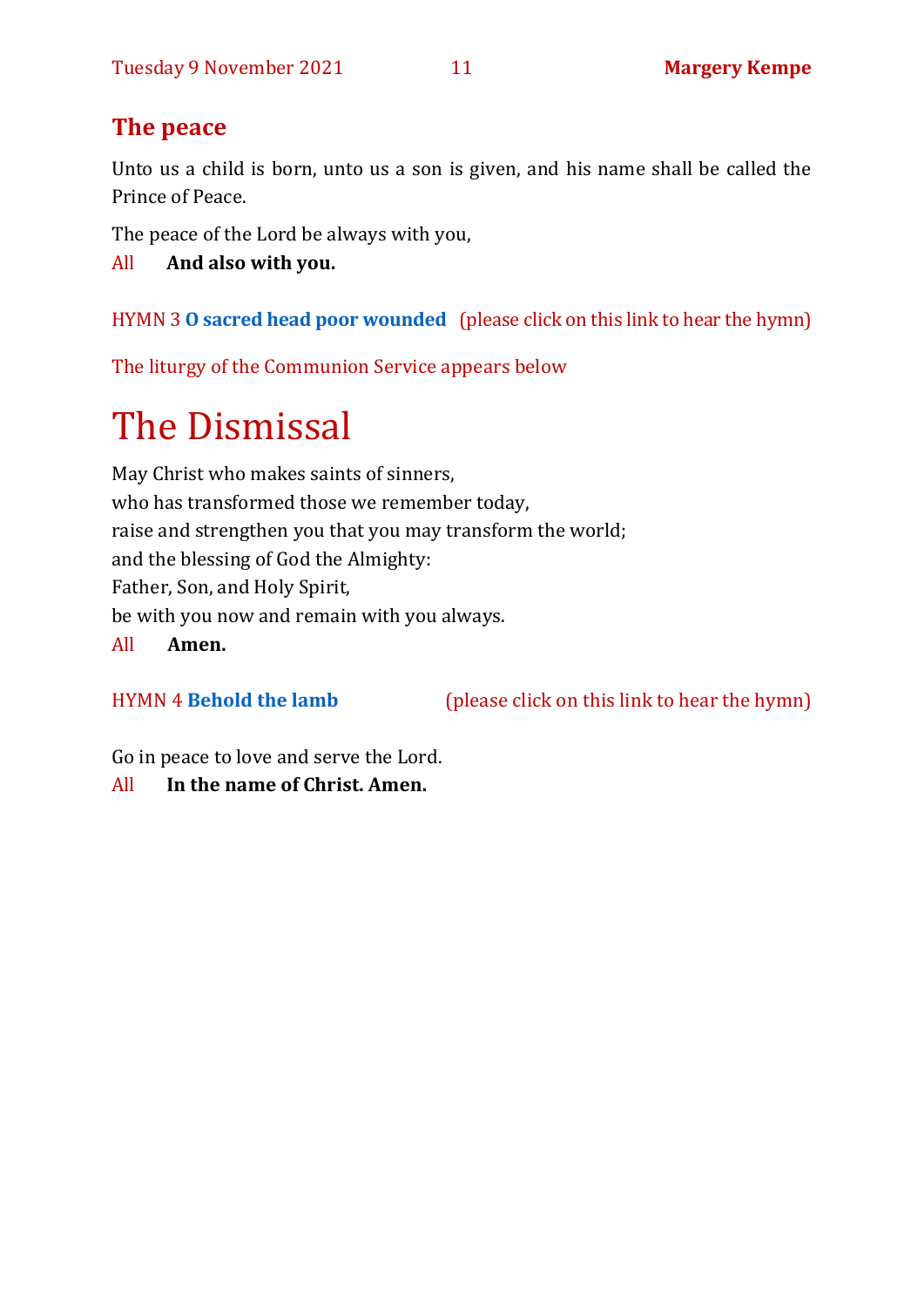## The peace

Unto us a child is born, unto us a son is given, and his name shall be called the Prince of Peace.

The peace of the Lord be always with you,

All **And also with you.**

HYMN 3 **O sacred head poor wounded** (please click on this link to hear the hymn)

The liturgy of the Communion Service appears below

# The Dismissal

May Christ who makes saints of sinners,
who has transformed those we remember today,
raise and strengthen you that you may transform the world;
and the blessing of God the Almighty:
Father, Son, and Holy Spirit,
be with you now and remain with you always.

All **Amen.**

HYMN 4 **Behold the lamb** (please click on this link to hear the hymn)

Go in peace to love and serve the Lord.

All **In the name of Christ. Amen.**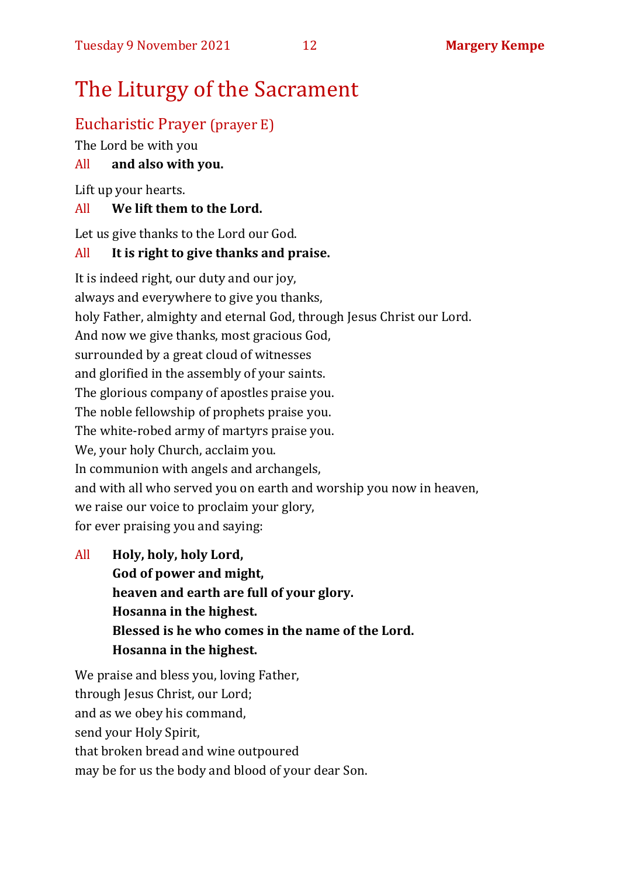# The Liturgy of the Sacrament

## Eucharistic Prayer (prayer E)

The Lord be with you

All **and also with you.**

Lift up your hearts.

All **We lift them to the Lord.**

Let us give thanks to the Lord our God.

All **It is right to give thanks and praise.**

It is indeed right, our duty and our joy,
always and everywhere to give you thanks,
holy Father, almighty and eternal God, through Jesus Christ our Lord.
And now we give thanks, most gracious God,
surrounded by a great cloud of witnesses
and glorified in the assembly of your saints.
The glorious company of apostles praise you.
The noble fellowship of prophets praise you.
The white-robed army of martyrs praise you.
We, your holy Church, acclaim you.
In communion with angels and archangels,
and with all who served you on earth and worship you now in heaven,
we raise our voice to proclaim your glory,
for ever praising you and saying:

All **Holy, holy, holy Lord,**
**God of power and might,**
**heaven and earth are full of your glory.**
**Hosanna in the highest.**
**Blessed is he who comes in the name of the Lord.**
**Hosanna in the highest.**

We praise and bless you, loving Father,
through Jesus Christ, our Lord;
and as we obey his command,
send your Holy Spirit,
that broken bread and wine outpoured
may be for us the body and blood of your dear Son.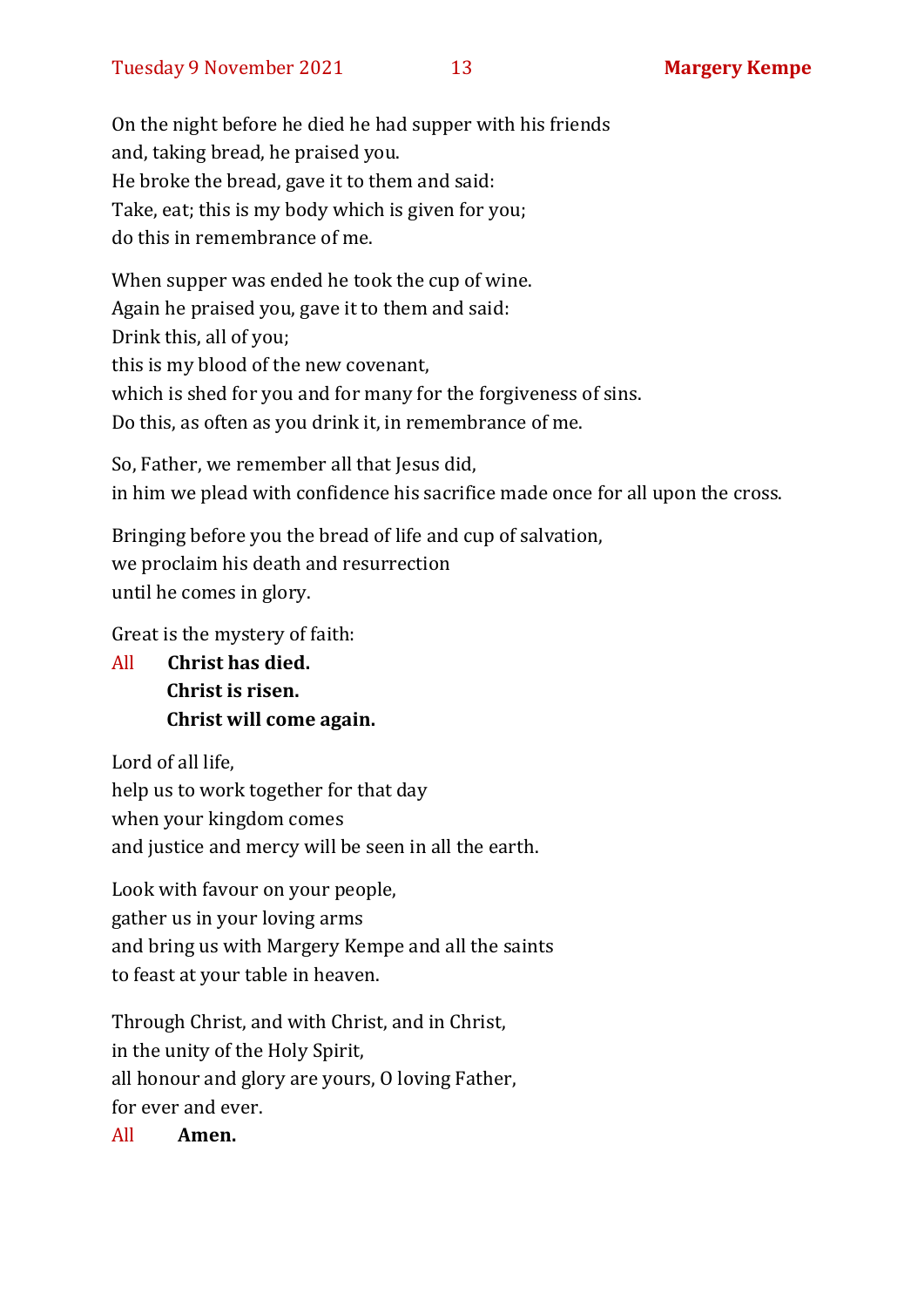On the night before he died he had supper with his friends
and, taking bread, he praised you.
He broke the bread, gave it to them and said:
Take, eat; this is my body which is given for you;
do this in remembrance of me.

When supper was ended he took the cup of wine.
Again he praised you, gave it to them and said:
Drink this, all of you;
this is my blood of the new covenant,
which is shed for you and for many for the forgiveness of sins.
Do this, as often as you drink it, in remembrance of me.

So, Father, we remember all that Jesus did,
in him we plead with confidence his sacrifice made once for all upon the cross.

Bringing before you the bread of life and cup of salvation,
we proclaim his death and resurrection
until he comes in glory.

Great is the mystery of faith:

All **Christ has died.**
**Christ is risen.**
**Christ will come again.**

Lord of all life,
help us to work together for that day
when your kingdom comes
and justice and mercy will be seen in all the earth.

Look with favour on your people,
gather us in your loving arms
and bring us with Margery Kempe and all the saints
to feast at your table in heaven.

Through Christ, and with Christ, and in Christ,
in the unity of the Holy Spirit,
all honour and glory are yours, O loving Father,
for ever and ever.

All **Amen.**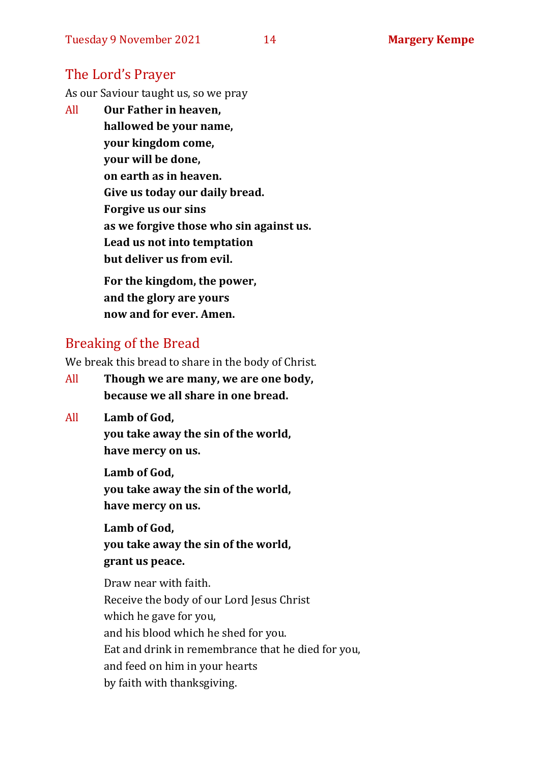## The Lord's Prayer

As our Saviour taught us, so we pray

All **Our Father in heaven,**
**hallowed be your name,**
**your kingdom come,**
**your will be done,**
**on earth as in heaven.**
**Give us today our daily bread.**
**Forgive us our sins**
**as we forgive those who sin against us.**
**Lead us not into temptation**
**but deliver us from evil.**

**For the kingdom, the power,**
**and the glory are yours**
**now and for ever. Amen.**

## Breaking of the Bread

We break this bread to share in the body of Christ.

All **Though we are many, we are one body,**
**because we all share in one bread.**

All **Lamb of God,**
**you take away the sin of the world,**
**have mercy on us.**

**Lamb of God,**
**you take away the sin of the world,**
**have mercy on us.**

**Lamb of God,**
**you take away the sin of the world,**
**grant us peace.**

Draw near with faith.
Receive the body of our Lord Jesus Christ
which he gave for you,
and his blood which he shed for you.
Eat and drink in remembrance that he died for you,
and feed on him in your hearts
by faith with thanksgiving.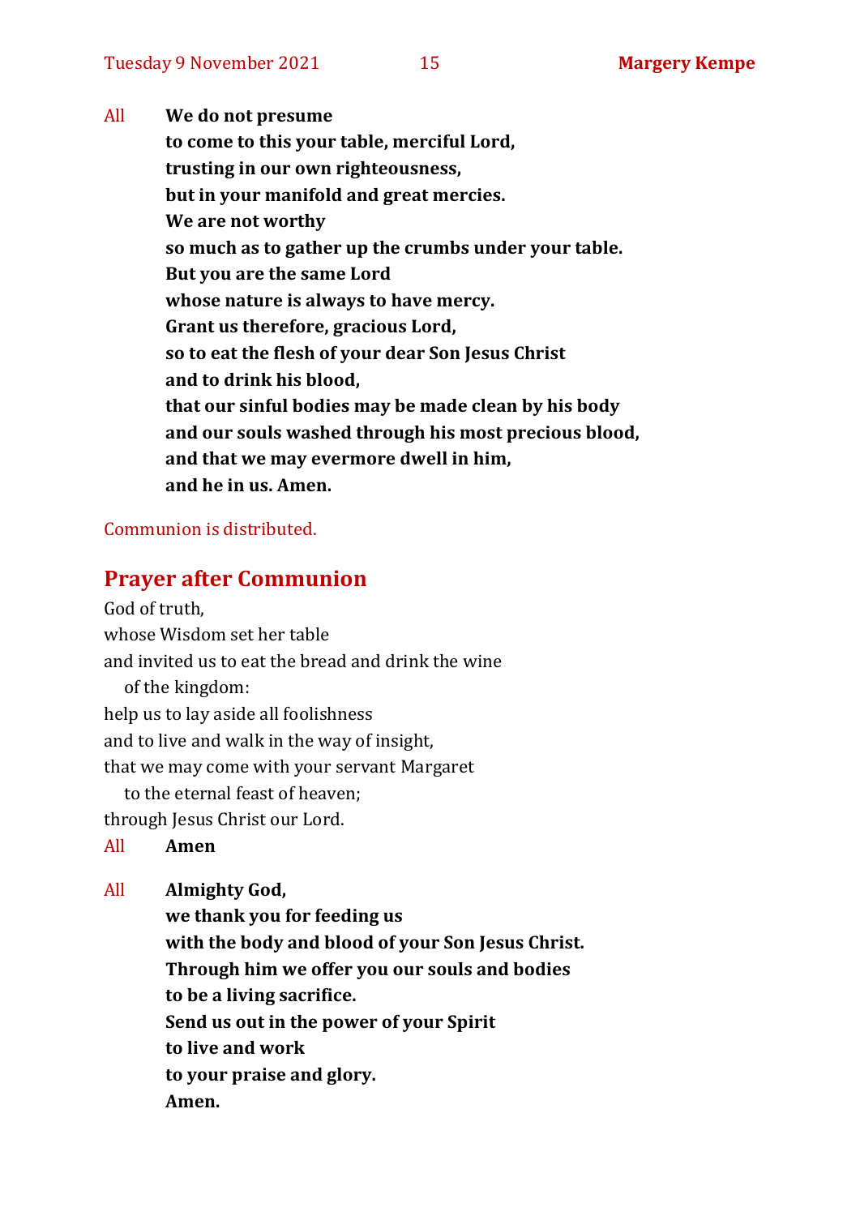All **We do not presume**
**to come to this your table, merciful Lord,**
**trusting in our own righteousness,**
**but in your manifold and great mercies.**
**We are not worthy**
**so much as to gather up the crumbs under your table.**
**But you are the same Lord**
**whose nature is always to have mercy.**
**Grant us therefore, gracious Lord,**
**so to eat the flesh of your dear Son Jesus Christ**
**and to drink his blood,**
**that our sinful bodies may be made clean by his body**
**and our souls washed through his most precious blood,**
**and that we may evermore dwell in him,**
**and he in us. Amen.**

Communion is distributed.

## Prayer after Communion

God of truth,
whose Wisdom set her table
and invited us to eat the bread and drink the wine
of the kingdom:
help us to lay aside all foolishness
and to live and walk in the way of insight,
that we may come with your servant Margaret
to the eternal feast of heaven;
through Jesus Christ our Lord.

All **Amen**

All **Almighty God,**
**we thank you for feeding us**
**with the body and blood of your Son Jesus Christ.**
**Through him we offer you our souls and bodies**
**to be a living sacrifice.**
**Send us out in the power of your Spirit**
**to live and work**
**to your praise and glory.**
**Amen.**